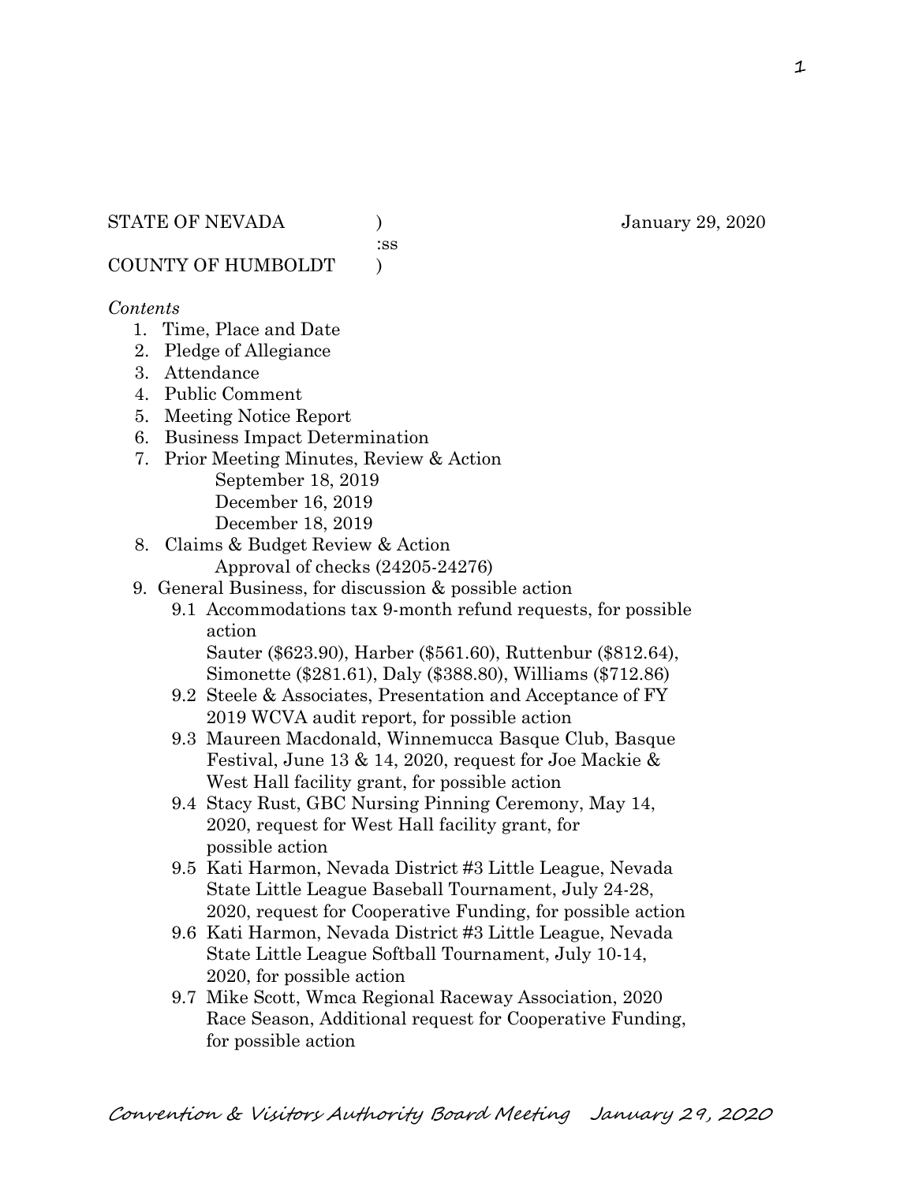STATE OF NEVADA ) January 29, 2020

:ss

COUNTY OF HUMBOLDT )

*Contents*

1. Time, Place and Date
2. Pledge of Allegiance
3. Attendance
4. Public Comment
5. Meeting Notice Report
6. Business Impact Determination
7. Prior Meeting Minutes, Review & Action
   - September 18, 2019
   - December 16, 2019
   - December 18, 2019
8. Claims & Budget Review & Action
   - Approval of checks (24205-24276)
9. General Business, for discussion & possible action
   - 9.1 Accommodations tax 9-month refund requests, for possible action
     Sauter ($623.90), Harber ($561.60), Ruttenbur ($812.64), Simonette ($281.61), Daly ($388.80), Williams ($712.86)
   - 9.2 Steele & Associates, Presentation and Acceptance of FY 2019 WCVA audit report, for possible action
   - 9.3 Maureen Macdonald, Winnemucca Basque Club, Basque Festival, June 13 & 14, 2020, request for Joe Mackie & West Hall facility grant, for possible action
   - 9.4 Stacy Rust, GBC Nursing Pinning Ceremony, May 14, 2020, request for West Hall facility grant, for possible action
   - 9.5 Kati Harmon, Nevada District #3 Little League, Nevada State Little League Baseball Tournament, July 24-28, 2020, request for Cooperative Funding, for possible action
   - 9.6 Kati Harmon, Nevada District #3 Little League, Nevada State Little League Softball Tournament, July 10-14, 2020, for possible action
   - 9.7 Mike Scott, Wmca Regional Raceway Association, 2020 Race Season, Additional request for Cooperative Funding, for possible action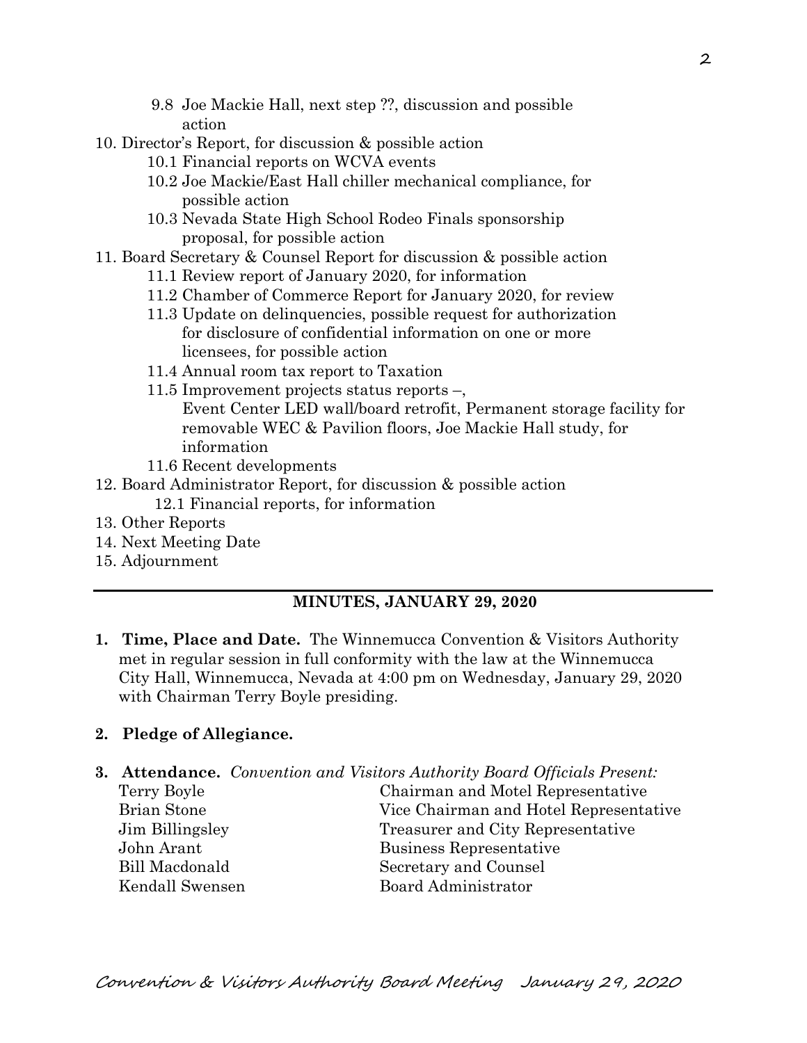9.8 Joe Mackie Hall, next step ??, discussion and possible action

10. Director's Report, for discussion & possible action
    - 10.1 Financial reports on WCVA events
    - 10.2 Joe Mackie/East Hall chiller mechanical compliance, for possible action
    - 10.3 Nevada State High School Rodeo Finals sponsorship proposal, for possible action
11. Board Secretary & Counsel Report for discussion & possible action
    - 11.1 Review report of January 2020, for information
    - 11.2 Chamber of Commerce Report for January 2020, for review
    - 11.3 Update on delinquencies, possible request for authorization for disclosure of confidential information on one or more licensees, for possible action
    - 11.4 Annual room tax report to Taxation
    - 11.5 Improvement projects status reports –, Event Center LED wall/board retrofit, Permanent storage facility for removable WEC & Pavilion floors, Joe Mackie Hall study, for information
    - 11.6 Recent developments
12. Board Administrator Report, for discussion & possible action
    - 12.1 Financial reports, for information
13. Other Reports
14. Next Meeting Date
15. Adjournment

---

## MINUTES, JANUARY 29, 2020

**1. Time, Place and Date.** The Winnemucca Convention & Visitors Authority met in regular session in full conformity with the law at the Winnemucca City Hall, Winnemucca, Nevada at 4:00 pm on Wednesday, January 29, 2020 with Chairman Terry Boyle presiding.

**2. Pledge of Allegiance.**

**3. Attendance.** *Convention and Visitors Authority Board Officials Present:*

| | |
|---|---|
| Terry Boyle | Chairman and Motel Representative |
| Brian Stone | Vice Chairman and Hotel Representative |
| Jim Billingsley | Treasurer and City Representative |
| John Arant | Business Representative |
| Bill Macdonald | Secretary and Counsel |
| Kendall Swensen | Board Administrator |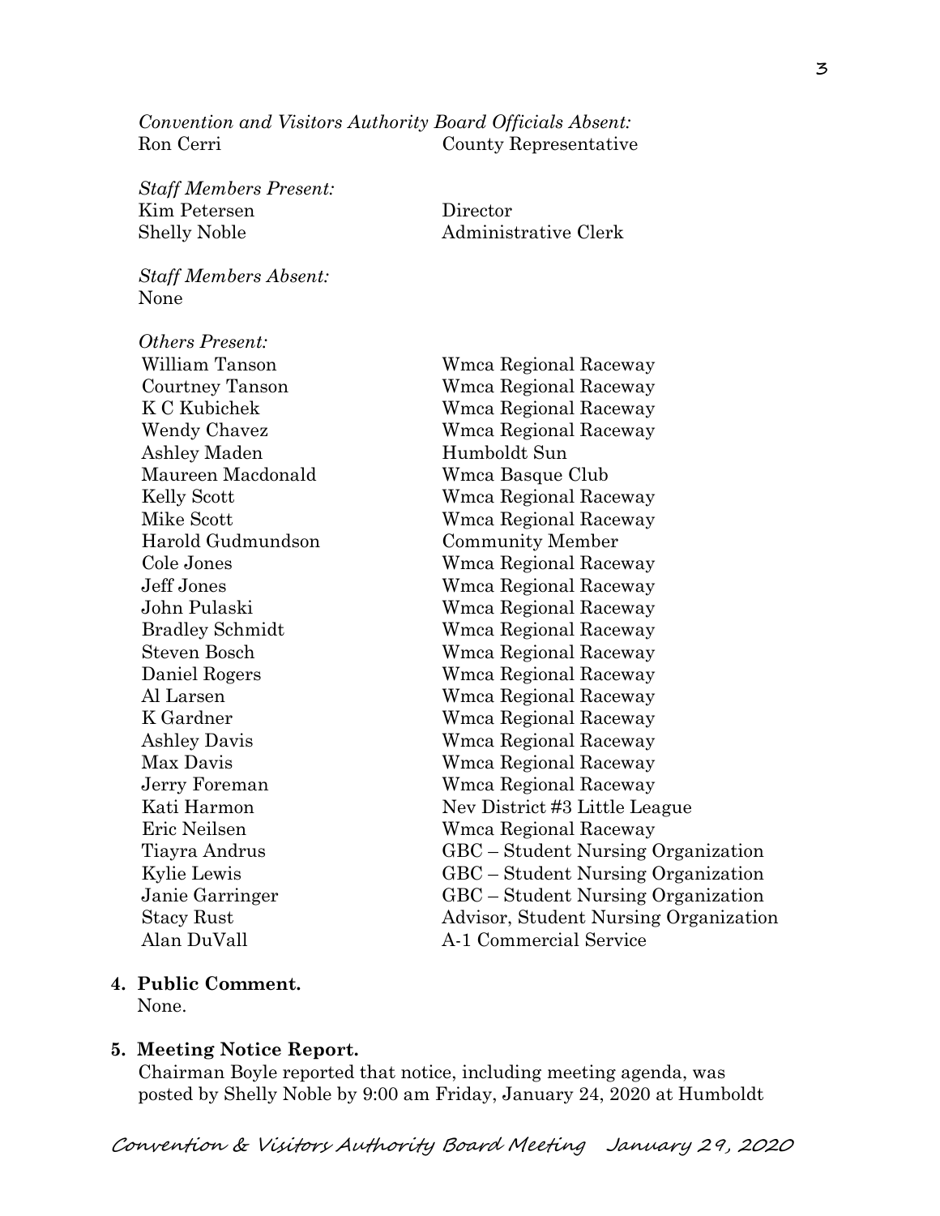*Convention and Visitors Authority Board Officials Absent:*

| | |
|---|---|
| Ron Cerri | County Representative |

*Staff Members Present:*

| | |
|---|---|
| Kim Petersen | Director |
| Shelly Noble | Administrative Clerk |

*Staff Members Absent:*
None

*Others Present:*

| | |
|---|---|
| William Tanson | Wmca Regional Raceway |
| Courtney Tanson | Wmca Regional Raceway |
| K C Kubichek | Wmca Regional Raceway |
| Wendy Chavez | Wmca Regional Raceway |
| Ashley Maden | Humboldt Sun |
| Maureen Macdonald | Wmca Basque Club |
| Kelly Scott | Wmca Regional Raceway |
| Mike Scott | Wmca Regional Raceway |
| Harold Gudmundson | Community Member |
| Cole Jones | Wmca Regional Raceway |
| Jeff Jones | Wmca Regional Raceway |
| John Pulaski | Wmca Regional Raceway |
| Bradley Schmidt | Wmca Regional Raceway |
| Steven Bosch | Wmca Regional Raceway |
| Daniel Rogers | Wmca Regional Raceway |
| Al Larsen | Wmca Regional Raceway |
| K Gardner | Wmca Regional Raceway |
| Ashley Davis | Wmca Regional Raceway |
| Max Davis | Wmca Regional Raceway |
| Jerry Foreman | Wmca Regional Raceway |
| Kati Harmon | Nev District #3 Little League |
| Eric Neilsen | Wmca Regional Raceway |
| Tiayra Andrus | GBC – Student Nursing Organization |
| Kylie Lewis | GBC – Student Nursing Organization |
| Janie Garringer | GBC – Student Nursing Organization |
| Stacy Rust | Advisor, Student Nursing Organization |
| Alan DuVall | A-1 Commercial Service |

**4. Public Comment.**
None.

**5. Meeting Notice Report.**
Chairman Boyle reported that notice, including meeting agenda, was posted by Shelly Noble by 9:00 am Friday, January 24, 2020 at Humboldt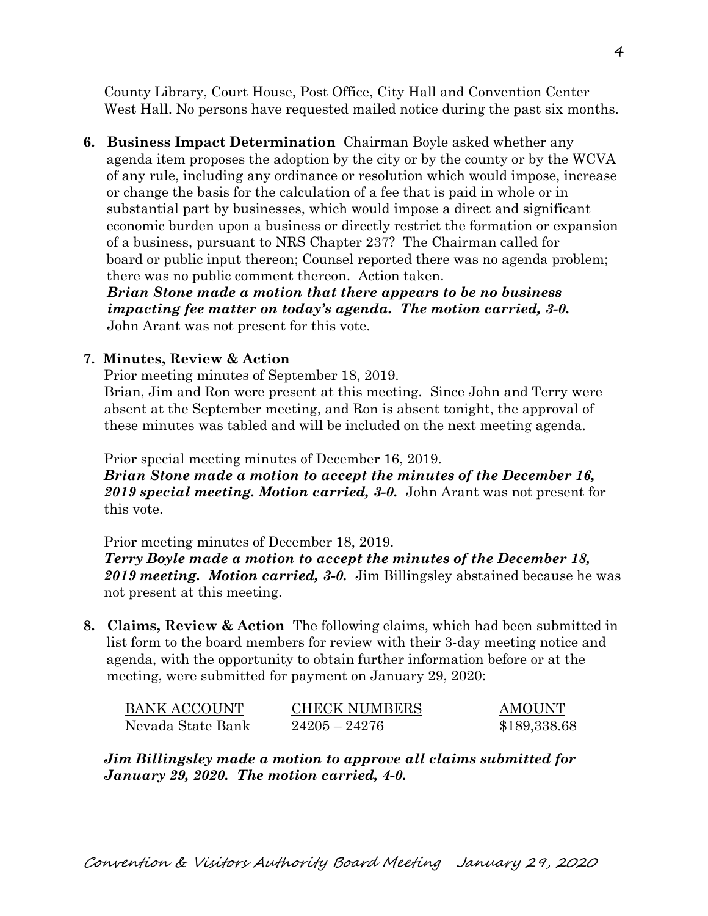County Library, Court House, Post Office, City Hall and Convention Center West Hall. No persons have requested mailed notice during the past six months.

**6. Business Impact Determination** Chairman Boyle asked whether any agenda item proposes the adoption by the city or by the county or by the WCVA of any rule, including any ordinance or resolution which would impose, increase or change the basis for the calculation of a fee that is paid in whole or in substantial part by businesses, which would impose a direct and significant economic burden upon a business or directly restrict the formation or expansion of a business, pursuant to NRS Chapter 237? The Chairman called for board or public input thereon; Counsel reported there was no agenda problem; there was no public comment thereon. Action taken.

***Brian Stone made a motion that there appears to be no business impacting fee matter on today's agenda. The motion carried, 3-0.*** John Arant was not present for this vote.

**7. Minutes, Review & Action**

Prior meeting minutes of September 18, 2019.

Brian, Jim and Ron were present at this meeting. Since John and Terry were absent at the September meeting, and Ron is absent tonight, the approval of these minutes was tabled and will be included on the next meeting agenda.

Prior special meeting minutes of December 16, 2019.

***Brian Stone made a motion to accept the minutes of the December 16, 2019 special meeting. Motion carried, 3-0.*** John Arant was not present for this vote.

Prior meeting minutes of December 18, 2019.

***Terry Boyle made a motion to accept the minutes of the December 18, 2019 meeting. Motion carried, 3-0.*** Jim Billingsley abstained because he was not present at this meeting.

**8. Claims, Review & Action** The following claims, which had been submitted in list form to the board members for review with their 3-day meeting notice and agenda, with the opportunity to obtain further information before or at the meeting, were submitted for payment on January 29, 2020:

| BANK ACCOUNT | CHECK NUMBERS | AMOUNT |
|---|---|---|
| Nevada State Bank | 24205 – 24276 | $189,338.68 |

***Jim Billingsley made a motion to approve all claims submitted for January 29, 2020. The motion carried, 4-0.***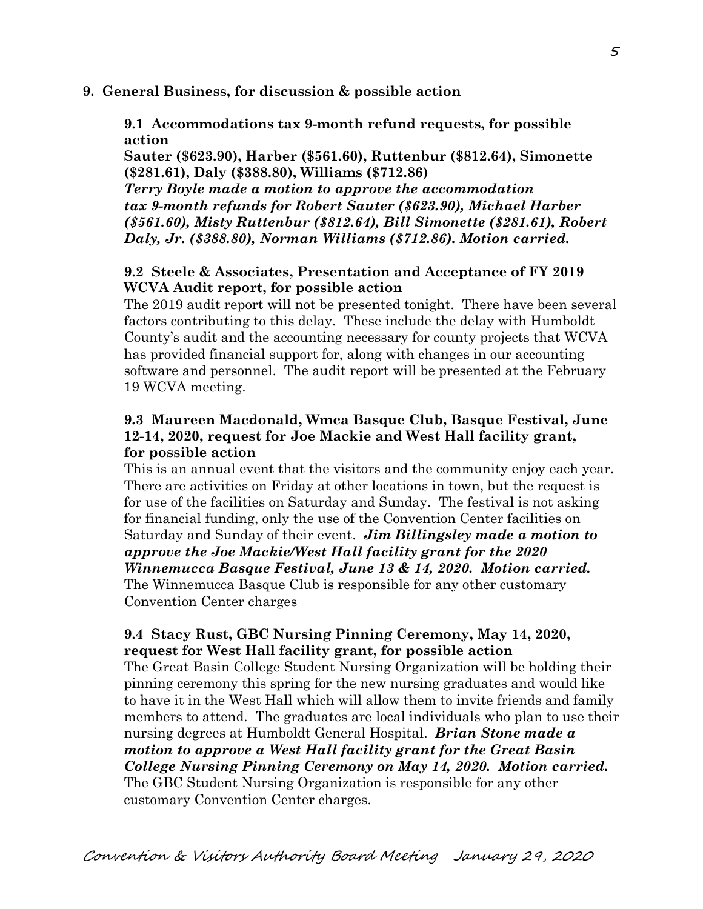**9. General Business, for discussion & possible action**

**9.1 Accommodations tax 9-month refund requests, for possible action**

**Sauter ($623.90), Harber ($561.60), Ruttenbur ($812.64), Simonette ($281.61), Daly ($388.80), Williams ($712.86)**

***Terry Boyle made a motion to approve the accommodation tax 9-month refunds for Robert Sauter ($623.90), Michael Harber ($561.60), Misty Ruttenbur ($812.64), Bill Simonette ($281.61), Robert Daly, Jr. ($388.80), Norman Williams ($712.86). Motion carried.***

**9.2 Steele & Associates, Presentation and Acceptance of FY 2019 WCVA Audit report, for possible action**

The 2019 audit report will not be presented tonight. There have been several factors contributing to this delay. These include the delay with Humboldt County's audit and the accounting necessary for county projects that WCVA has provided financial support for, along with changes in our accounting software and personnel. The audit report will be presented at the February 19 WCVA meeting.

**9.3 Maureen Macdonald, Wmca Basque Club, Basque Festival, June 12-14, 2020, request for Joe Mackie and West Hall facility grant, for possible action**

This is an annual event that the visitors and the community enjoy each year. There are activities on Friday at other locations in town, but the request is for use of the facilities on Saturday and Sunday. The festival is not asking for financial funding, only the use of the Convention Center facilities on Saturday and Sunday of their event. ***Jim Billingsley made a motion to approve the Joe Mackie/West Hall facility grant for the 2020 Winnemucca Basque Festival, June 13 & 14, 2020. Motion carried.*** The Winnemucca Basque Club is responsible for any other customary Convention Center charges

**9.4 Stacy Rust, GBC Nursing Pinning Ceremony, May 14, 2020, request for West Hall facility grant, for possible action**

The Great Basin College Student Nursing Organization will be holding their pinning ceremony this spring for the new nursing graduates and would like to have it in the West Hall which will allow them to invite friends and family members to attend. The graduates are local individuals who plan to use their nursing degrees at Humboldt General Hospital. ***Brian Stone made a motion to approve a West Hall facility grant for the Great Basin College Nursing Pinning Ceremony on May 14, 2020. Motion carried.*** The GBC Student Nursing Organization is responsible for any other customary Convention Center charges.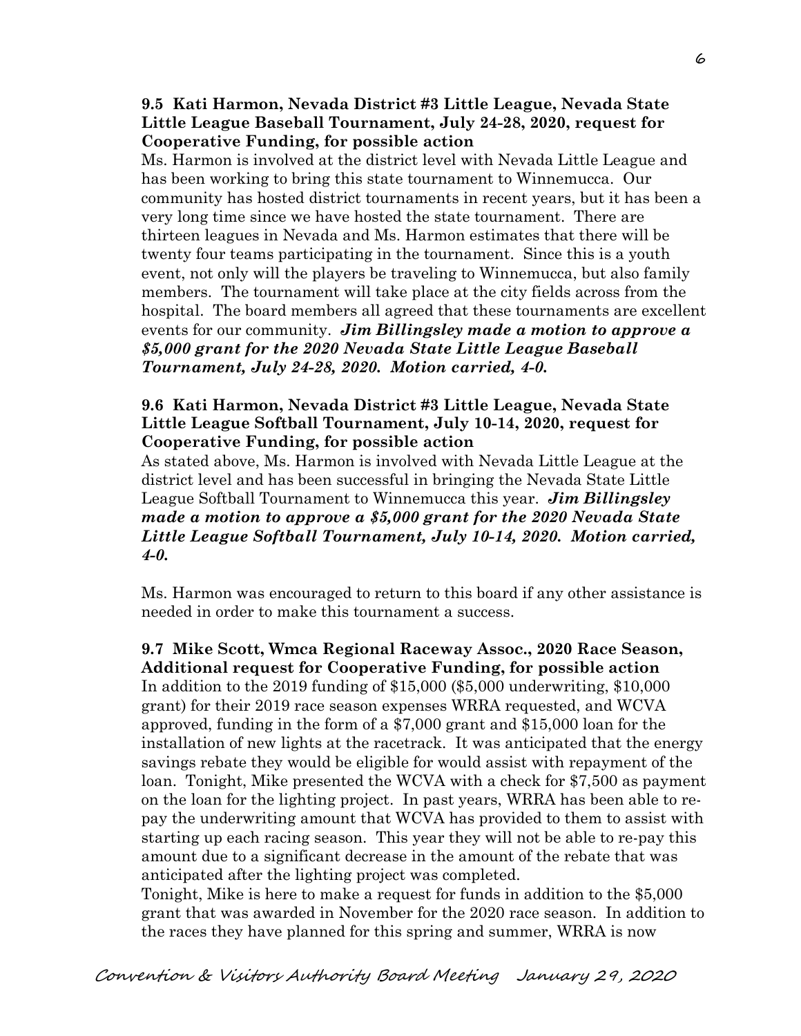**9.5 Kati Harmon, Nevada District #3 Little League, Nevada State Little League Baseball Tournament, July 24-28, 2020, request for Cooperative Funding, for possible action**

Ms. Harmon is involved at the district level with Nevada Little League and has been working to bring this state tournament to Winnemucca. Our community has hosted district tournaments in recent years, but it has been a very long time since we have hosted the state tournament. There are thirteen leagues in Nevada and Ms. Harmon estimates that there will be twenty four teams participating in the tournament. Since this is a youth event, not only will the players be traveling to Winnemucca, but also family members. The tournament will take place at the city fields across from the hospital. The board members all agreed that these tournaments are excellent events for our community. ***Jim Billingsley made a motion to approve a $5,000 grant for the 2020 Nevada State Little League Baseball Tournament, July 24-28, 2020. Motion carried, 4-0.***

**9.6 Kati Harmon, Nevada District #3 Little League, Nevada State Little League Softball Tournament, July 10-14, 2020, request for Cooperative Funding, for possible action**

As stated above, Ms. Harmon is involved with Nevada Little League at the district level and has been successful in bringing the Nevada State Little League Softball Tournament to Winnemucca this year. ***Jim Billingsley made a motion to approve a $5,000 grant for the 2020 Nevada State Little League Softball Tournament, July 10-14, 2020. Motion carried, 4-0.***

Ms. Harmon was encouraged to return to this board if any other assistance is needed in order to make this tournament a success.

**9.7 Mike Scott, Wmca Regional Raceway Assoc., 2020 Race Season, Additional request for Cooperative Funding, for possible action**

In addition to the 2019 funding of $15,000 ($5,000 underwriting, $10,000 grant) for their 2019 race season expenses WRRA requested, and WCVA approved, funding in the form of a $7,000 grant and $15,000 loan for the installation of new lights at the racetrack. It was anticipated that the energy savings rebate they would be eligible for would assist with repayment of the loan. Tonight, Mike presented the WCVA with a check for $7,500 as payment on the loan for the lighting project. In past years, WRRA has been able to re-pay the underwriting amount that WCVA has provided to them to assist with starting up each racing season. This year they will not be able to re-pay this amount due to a significant decrease in the amount of the rebate that was anticipated after the lighting project was completed.

Tonight, Mike is here to make a request for funds in addition to the $5,000 grant that was awarded in November for the 2020 race season. In addition to the races they have planned for this spring and summer, WRRA is now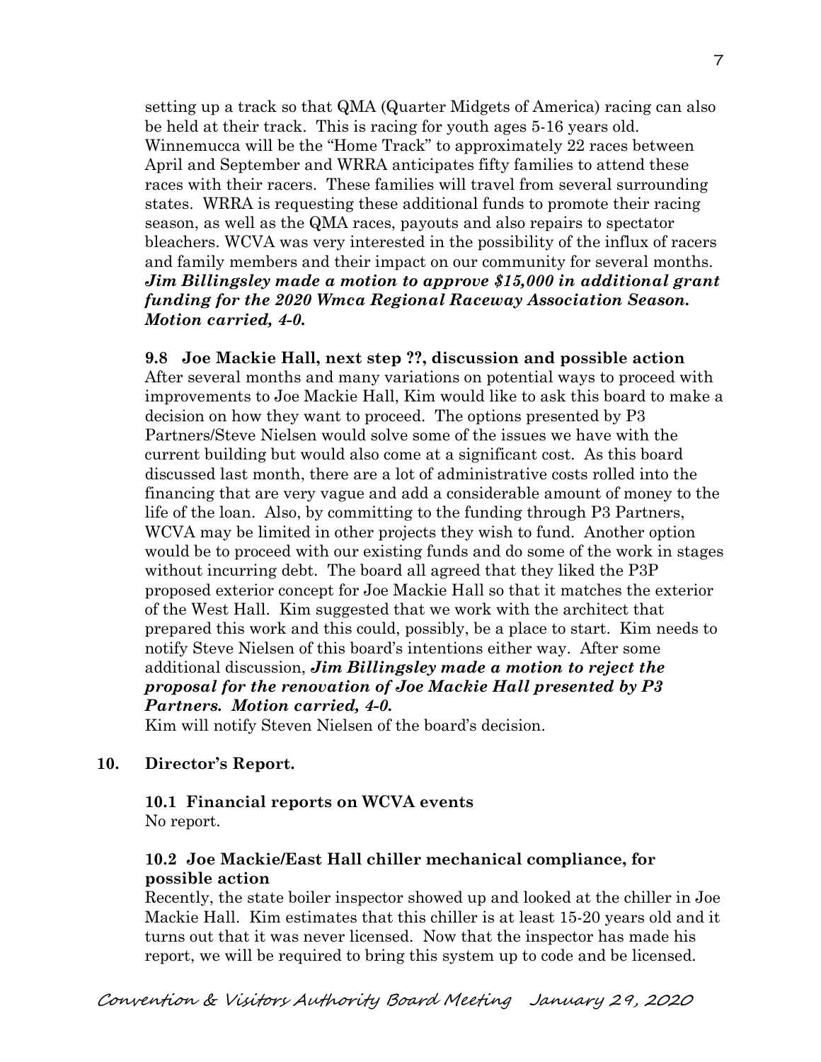setting up a track so that QMA (Quarter Midgets of America) racing can also be held at their track. This is racing for youth ages 5-16 years old. Winnemucca will be the "Home Track" to approximately 22 races between April and September and WRRA anticipates fifty families to attend these races with their racers. These families will travel from several surrounding states. WRRA is requesting these additional funds to promote their racing season, as well as the QMA races, payouts and also repairs to spectator bleachers. WCVA was very interested in the possibility of the influx of racers and family members and their impact on our community for several months. ***Jim Billingsley made a motion to approve $15,000 in additional grant funding for the 2020 Wmca Regional Raceway Association Season. Motion carried, 4-0.***

**9.8 Joe Mackie Hall, next step ??, discussion and possible action**

After several months and many variations on potential ways to proceed with improvements to Joe Mackie Hall, Kim would like to ask this board to make a decision on how they want to proceed. The options presented by P3 Partners/Steve Nielsen would solve some of the issues we have with the current building but would also come at a significant cost. As this board discussed last month, there are a lot of administrative costs rolled into the financing that are very vague and add a considerable amount of money to the life of the loan. Also, by committing to the funding through P3 Partners, WCVA may be limited in other projects they wish to fund. Another option would be to proceed with our existing funds and do some of the work in stages without incurring debt. The board all agreed that they liked the P3P proposed exterior concept for Joe Mackie Hall so that it matches the exterior of the West Hall. Kim suggested that we work with the architect that prepared this work and this could, possibly, be a place to start. Kim needs to notify Steve Nielsen of this board's intentions either way. After some additional discussion, ***Jim Billingsley made a motion to reject the proposal for the renovation of Joe Mackie Hall presented by P3 Partners. Motion carried, 4-0.***

Kim will notify Steven Nielsen of the board's decision.

**10. Director's Report.**

**10.1 Financial reports on WCVA events**

No report.

**10.2 Joe Mackie/East Hall chiller mechanical compliance, for possible action**

Recently, the state boiler inspector showed up and looked at the chiller in Joe Mackie Hall. Kim estimates that this chiller is at least 15-20 years old and it turns out that it was never licensed. Now that the inspector has made his report, we will be required to bring this system up to code and be licensed.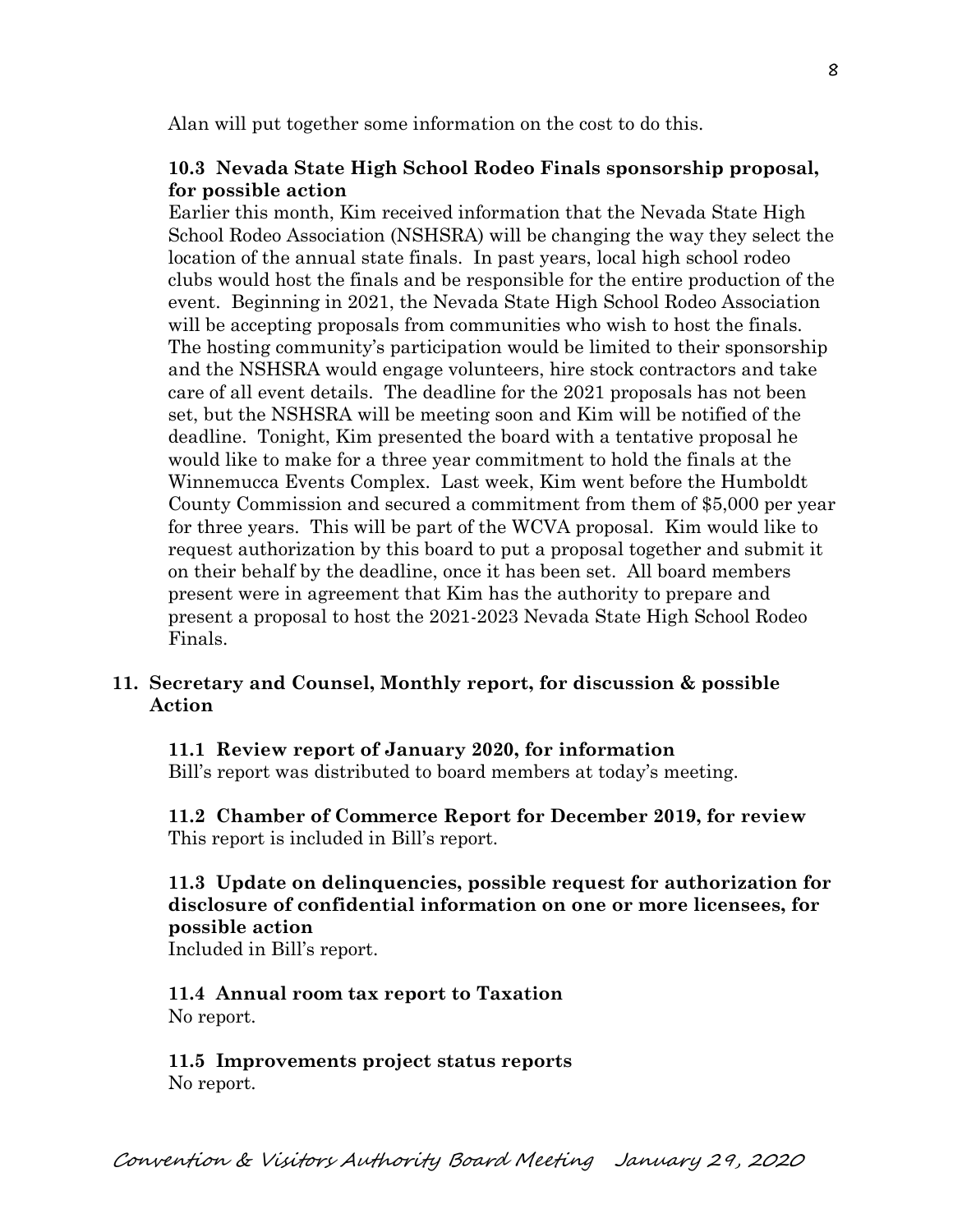Alan will put together some information on the cost to do this.

**10.3 Nevada State High School Rodeo Finals sponsorship proposal, for possible action**

Earlier this month, Kim received information that the Nevada State High School Rodeo Association (NSHSRA) will be changing the way they select the location of the annual state finals. In past years, local high school rodeo clubs would host the finals and be responsible for the entire production of the event. Beginning in 2021, the Nevada State High School Rodeo Association will be accepting proposals from communities who wish to host the finals. The hosting community's participation would be limited to their sponsorship and the NSHSRA would engage volunteers, hire stock contractors and take care of all event details. The deadline for the 2021 proposals has not been set, but the NSHSRA will be meeting soon and Kim will be notified of the deadline. Tonight, Kim presented the board with a tentative proposal he would like to make for a three year commitment to hold the finals at the Winnemucca Events Complex. Last week, Kim went before the Humboldt County Commission and secured a commitment from them of $5,000 per year for three years. This will be part of the WCVA proposal. Kim would like to request authorization by this board to put a proposal together and submit it on their behalf by the deadline, once it has been set. All board members present were in agreement that Kim has the authority to prepare and present a proposal to host the 2021-2023 Nevada State High School Rodeo Finals.

## 11. Secretary and Counsel, Monthly report, for discussion & possible Action

**11.1 Review report of January 2020, for information**

Bill's report was distributed to board members at today's meeting.

**11.2 Chamber of Commerce Report for December 2019, for review**

This report is included in Bill's report.

**11.3 Update on delinquencies, possible request for authorization for disclosure of confidential information on one or more licensees, for possible action**

Included in Bill's report.

**11.4 Annual room tax report to Taxation**

No report.

**11.5 Improvements project status reports**

No report.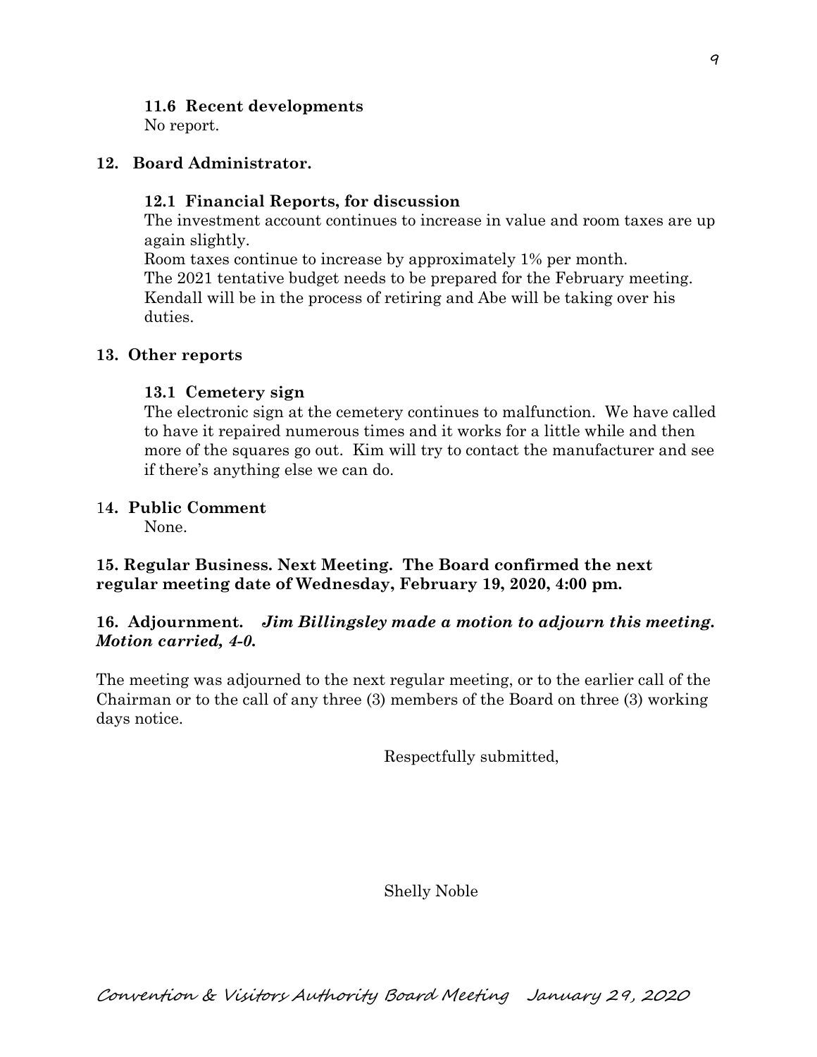### 11.6 Recent developments

No report.

## 12. Board Administrator.

### 12.1 Financial Reports, for discussion

The investment account continues to increase in value and room taxes are up again slightly.
Room taxes continue to increase by approximately 1% per month.
The 2021 tentative budget needs to be prepared for the February meeting.
Kendall will be in the process of retiring and Abe will be taking over his duties.

## 13. Other reports

### 13.1 Cemetery sign

The electronic sign at the cemetery continues to malfunction. We have called to have it repaired numerous times and it works for a little while and then more of the squares go out. Kim will try to contact the manufacturer and see if there's anything else we can do.

## 14. Public Comment

None.

**15. Regular Business. Next Meeting. The Board confirmed the next regular meeting date of Wednesday, February 19, 2020, 4:00 pm.**

**16. Adjournment.** ***Jim Billingsley made a motion to adjourn this meeting. Motion carried, 4-0.***

The meeting was adjourned to the next regular meeting, or to the earlier call of the Chairman or to the call of any three (3) members of the Board on three (3) working days notice.

Respectfully submitted,

Shelly Noble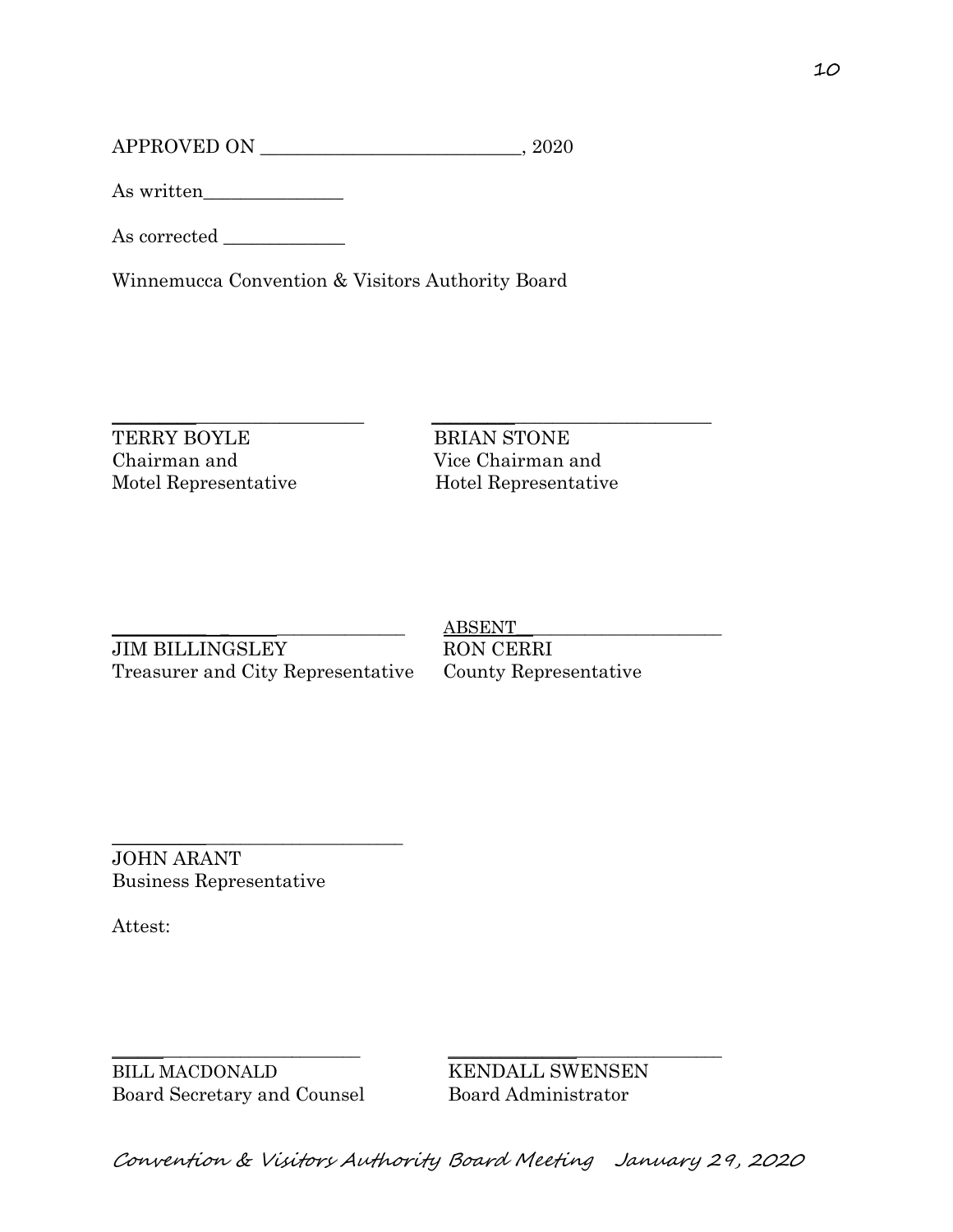APPROVED ON ____________________________, 2020

As written_______________

As corrected _____________

Winnemucca Convention & Visitors Authority Board

_____________________________ 　　　_____________________________

TERRY BOYLE
Chairman and
Motel Representative

BRIAN STONE
Vice Chairman and
Hotel Representative

_____________________________ 　　　ABSENT______________________

JIM BILLINGSLEY
Treasurer and City Representative

RON CERRI
County Representative

_____________________________

JOHN ARANT
Business Representative

Attest:

_____________________________ 　　　_____________________________

BILL MACDONALD
Board Secretary and Counsel

KENDALL SWENSEN
Board Administrator